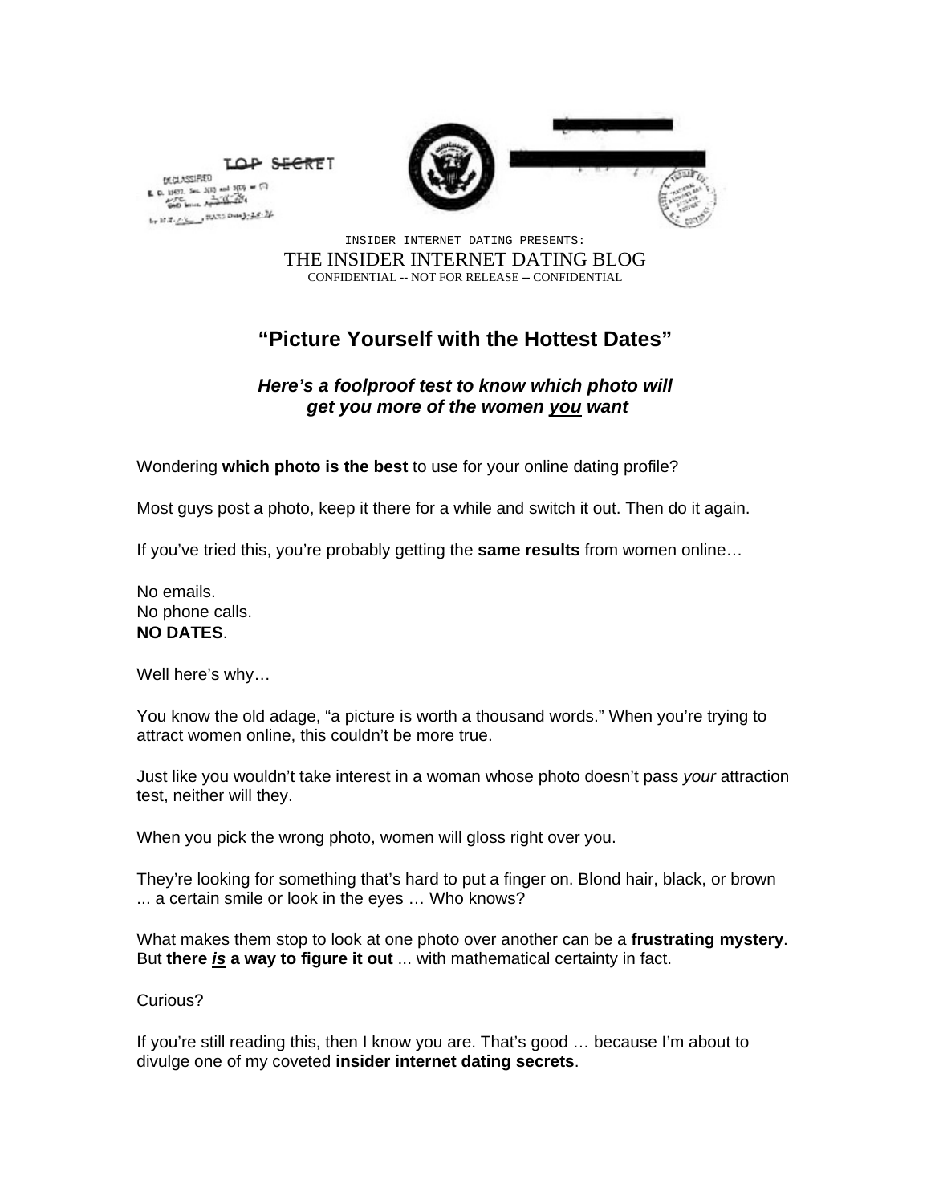TOP SECRET

INSIDER INTERNET DATING PRESENTS:

THE INSIDER INTERNET DATING BLOG

CONFIDENTIAL -- NOT FOR RELEASE -- CONFIDENTIAL

# "Picture Yourself with the Hottest Dates"

## *Here's a foolproof test to know which photo will get you more of the women <u>you</u> want*

Wondering **which photo is the best** to use for your online dating profile?

Most guys post a photo, keep it there for a while and switch it out. Then do it again.

If you've tried this, you're probably getting the **same results** from women online…

No emails.
No phone calls.
**NO DATES**.

Well here's why…

You know the old adage, "a picture is worth a thousand words." When you're trying to attract women online, this couldn't be more true.

Just like you wouldn't take interest in a woman whose photo doesn't pass *your* attraction test, neither will they.

When you pick the wrong photo, women will gloss right over you.

They're looking for something that's hard to put a finger on. Blond hair, black, or brown ... a certain smile or look in the eyes … Who knows?

What makes them stop to look at one photo over another can be a **frustrating mystery**. But **there <u>*is*</u> a way to figure it out** ... with mathematical certainty in fact.

Curious?

If you're still reading this, then I know you are. That's good … because I'm about to divulge one of my coveted **insider internet dating secrets**.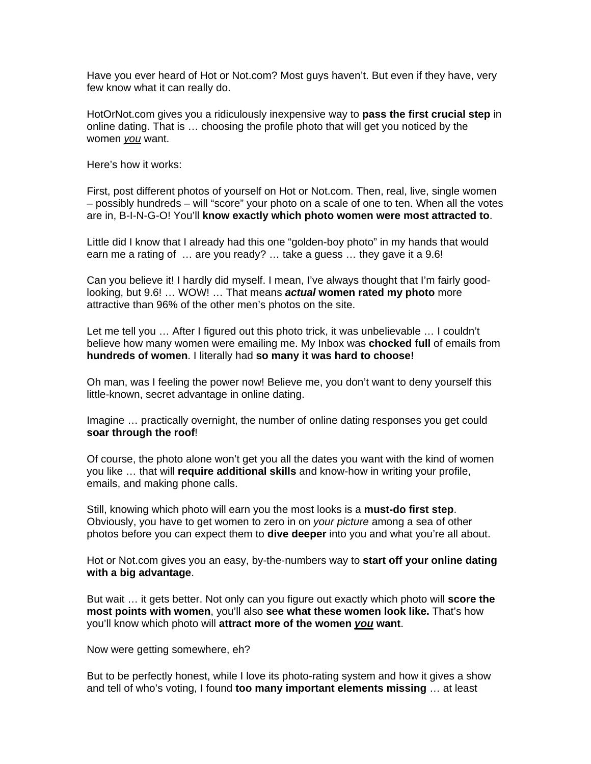Have you ever heard of Hot or Not.com? Most guys haven't. But even if they have, very few know what it can really do.

HotOrNot.com gives you a ridiculously inexpensive way to **pass the first crucial step** in online dating. That is … choosing the profile photo that will get you noticed by the women ***you*** want.

Here's how it works:

First, post different photos of yourself on Hot or Not.com. Then, real, live, single women – possibly hundreds – will "score" your photo on a scale of one to ten. When all the votes are in, B-I-N-G-O! You'll **know exactly which photo women were most attracted to**.

Little did I know that I already had this one "golden-boy photo" in my hands that would earn me a rating of … are you ready? … take a guess … they gave it a 9.6!

Can you believe it! I hardly did myself. I mean, I've always thought that I'm fairly good-looking, but 9.6! … WOW! … That means ***actual*** **women rated my photo** more attractive than 96% of the other men's photos on the site.

Let me tell you … After I figured out this photo trick, it was unbelievable … I couldn't believe how many women were emailing me. My Inbox was **chocked full** of emails from **hundreds of women**. I literally had **so many it was hard to choose!**

Oh man, was I feeling the power now! Believe me, you don't want to deny yourself this little-known, secret advantage in online dating.

Imagine … practically overnight, the number of online dating responses you get could **soar through the roof**!

Of course, the photo alone won't get you all the dates you want with the kind of women you like … that will **require additional skills** and know-how in writing your profile, emails, and making phone calls.

Still, knowing which photo will earn you the most looks is a **must-do first step**. Obviously, you have to get women to zero in on *your picture* among a sea of other photos before you can expect them to **dive deeper** into you and what you're all about.

Hot or Not.com gives you an easy, by-the-numbers way to **start off your online dating with a big advantage**.

But wait … it gets better. Not only can you figure out exactly which photo will **score the most points with women**, you'll also **see what these women look like.** That's how you'll know which photo will **attract more of the women *you* want**.

Now were getting somewhere, eh?

But to be perfectly honest, while I love its photo-rating system and how it gives a show and tell of who's voting, I found **too many important elements missing** … at least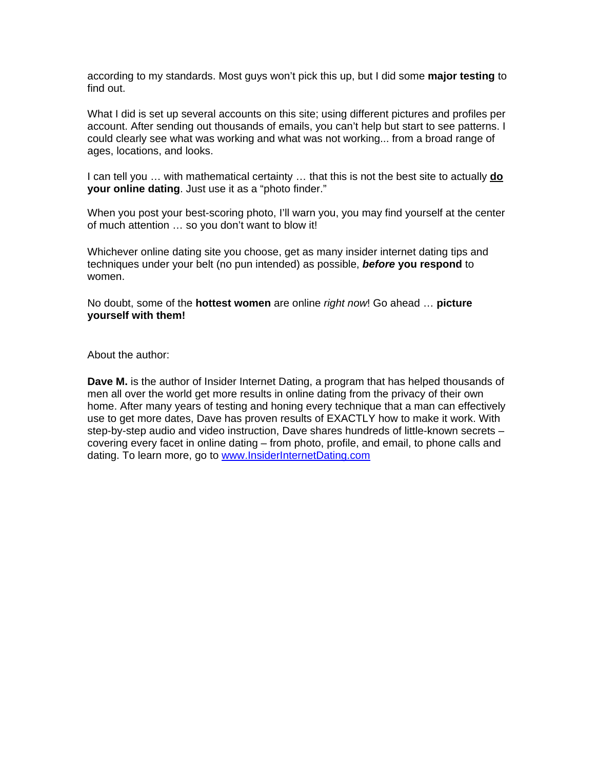according to my standards. Most guys won't pick this up, but I did some **major testing** to find out.

What I did is set up several accounts on this site; using different pictures and profiles per account. After sending out thousands of emails, you can't help but start to see patterns. I could clearly see what was working and what was not working... from a broad range of ages, locations, and looks.

I can tell you … with mathematical certainty … that this is not the best site to actually **<u>do</u> your online dating**. Just use it as a "photo finder."

When you post your best-scoring photo, I'll warn you, you may find yourself at the center of much attention … so you don't want to blow it!

Whichever online dating site you choose, get as many insider internet dating tips and techniques under your belt (no pun intended) as possible, ***before* you respond** to women.

No doubt, some of the **hottest women** are online *right now*! Go ahead … **picture yourself with them!**

About the author:

**Dave M.** is the author of Insider Internet Dating, a program that has helped thousands of men all over the world get more results in online dating from the privacy of their own home. After many years of testing and honing every technique that a man can effectively use to get more dates, Dave has proven results of EXACTLY how to make it work. With step-by-step audio and video instruction, Dave shares hundreds of little-known secrets – covering every facet in online dating – from photo, profile, and email, to phone calls and dating. To learn more, go to [www.InsiderInternetDating.com](http://www.InsiderInternetDating.com)